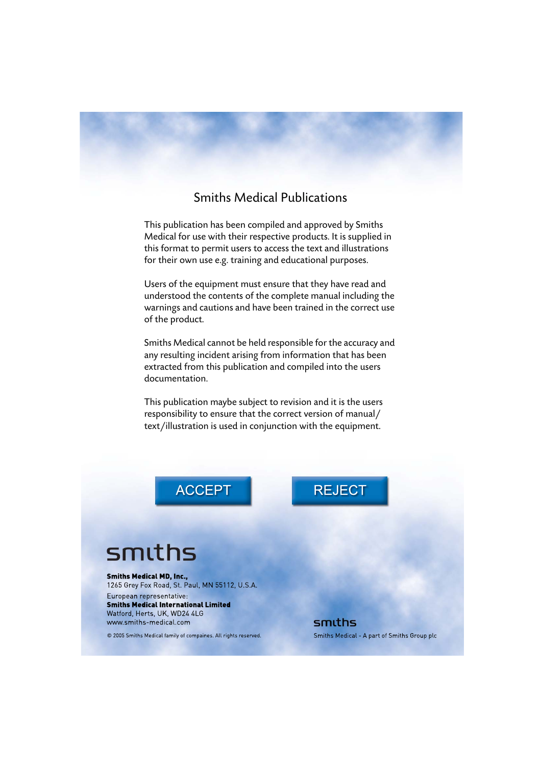# Smiths Medical Publications

This publication has been compiled and approved by Smiths Medical for use with their respective products. It is supplied in this format to permit users to access the text and illustrations for their own use e.g. training and educational purposes.

Users of the equipment must ensure that they have read and understood the contents of the complete manual including the warnings and cautions and have been trained in the correct use of the product.

Smiths Medical cannot be held responsible for the accuracy and any resulting incident arising from information that has been extracted from this publication and compiled into the users documentation.

This publication maybe subject to revision and it is the users responsibility to ensure that the correct version of manual/text/illustration is used in conjunction with the equipment.

ACCEPT REJECT

smiths

**Smiths Medical MD, Inc.,**
1265 Grey Fox Road, St. Paul, MN 55112, U.S.A.
European representative:
**Smiths Medical International Limited**
Watford, Herts, UK, WD24 4LG
www.smiths-medical.com

© 2005 Smiths Medical family of compaines. All rights reserved.

smiths

Smiths Medical - A part of Smiths Group plc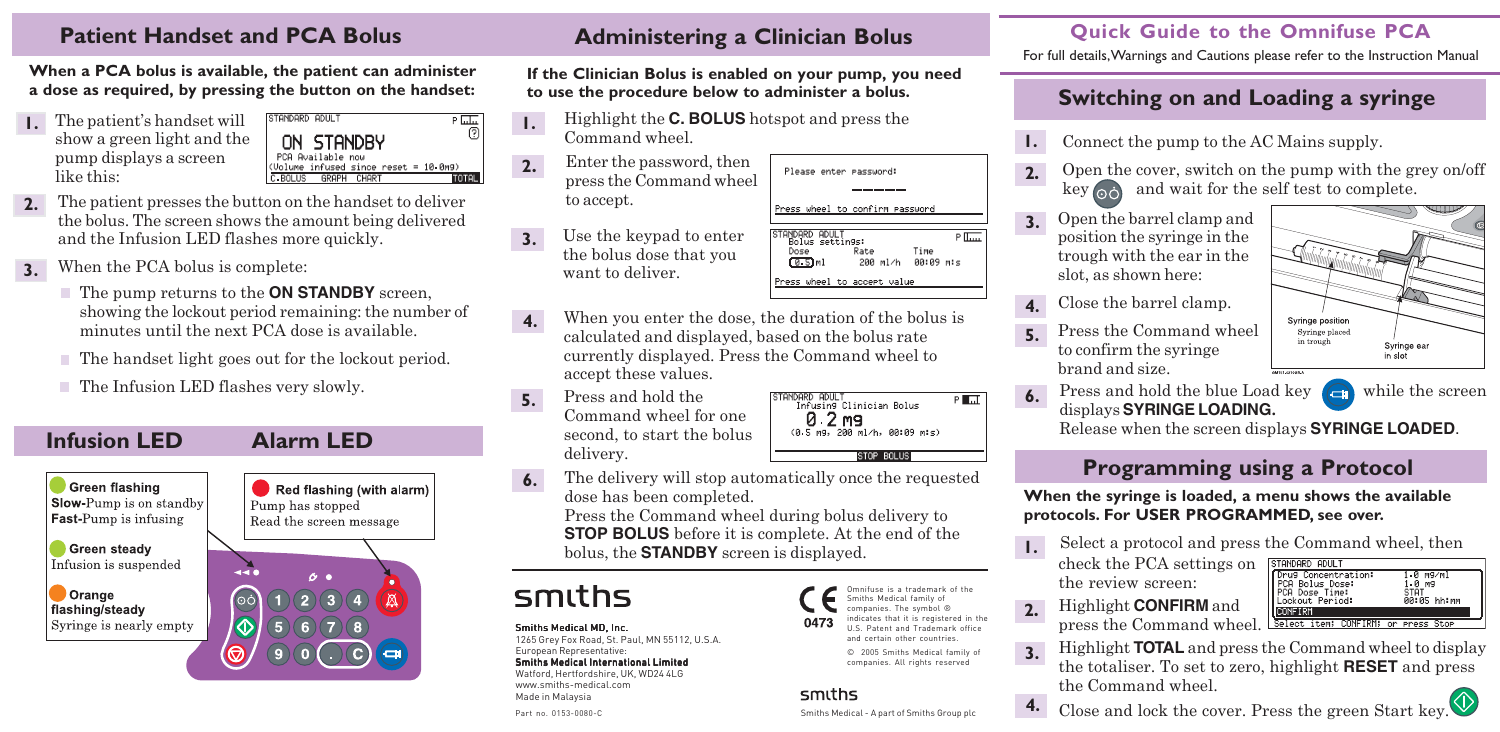## Patient Handset and PCA Bolus

**When a PCA bolus is available, the patient can administer a dose as required, by pressing the button on the handset:**

1. The patient's handset will show a green light and the pump displays a screen like this:

```
STANDARD ADULT                          P
 ON STANDBY
 PCA Available now
(Volume infused since reset = 10.0mg)
C.BOLUS   GRAPH  CHART              TOTAL
```

2. The patient presses the button on the handset to deliver the bolus. The screen shows the amount being delivered and the Infusion LED flashes more quickly.
3. When the PCA bolus is complete:
   - The pump returns to the **ON STANDBY** screen, showing the lockout period remaining: the number of minutes until the next PCA dose is available.
   - The handset light goes out for the lockout period.
   - The Infusion LED flashes very slowly.

## Infusion LED

**Green flashing**
**Slow-**Pump is on standby
**Fast-**Pump is infusing

**Green steady**
Infusion is suspended

**Orange flashing/steady**
Syringe is nearly empty

## Alarm LED

**Red flashing (with alarm)**
Pump has stopped
Read the screen message

## Administering a Clinician Bolus

**If the Clinician Bolus is enabled on your pump, you need to use the procedure below to administer a bolus.**

1. Highlight the **C. BOLUS** hotspot and press the Command wheel.
2. Enter the password, then press the Command wheel to accept.

```
Please enter password:
 _ _ _ _ _
Press wheel to confirm password
```

3. Use the keypad to enter the bolus dose that you want to deliver.

```
STANDARD ADULT                    P
 Bolus settings:
 Dose      Rate        Time
 0.5 ml    200 ml/h    00:09 m:s
Press wheel to accept value
```

4. When you enter the dose, the duration of the bolus is calculated and displayed, based on the bolus rate currently displayed. Press the Command wheel to accept these values.
5. Press and hold the Command wheel for one second, to start the bolus delivery.

```
STANDARD ADULT                    P
  Infusing Clinician Bolus
  0.2 mg
 (0.5 mg, 200 ml/h, 00:09 m:s)
                 STOP BOLUS
```

6. The delivery will stop automatically once the requested dose has been completed.
   Press the Command wheel during bolus delivery to **STOP BOLUS** before it is complete. At the end of the bolus, the **STANDBY** screen is displayed.

smiths

**Smiths Medical MD, Inc.**
1265 Grey Fox Road, St. Paul, MN 55112, U.S.A.
European Representative:
**Smiths Medical International Limited**
Watford, Hertfordshire, UK, WD24 4LG
www.smiths-medical.com
Made in Malaysia

Part no. 0153-0080-C

CE 0473

Omnifuse is a trademark of the Smiths Medical family of companies. The symbol ® indicates that it is registered in the U.S. Patent and Trademark office and certain other countries.

© 2005 Smiths Medical family of companies. All rights reserved

smiths

Smiths Medical - A part of Smiths Group plc

# Quick Guide to the Omnifuse PCA

For full details, Warnings and Cautions please refer to the Instruction Manual

## Switching on and Loading a syringe

1. Connect the pump to the AC Mains supply.
2. Open the cover, switch on the pump with the grey on/off key and wait for the self test to complete.
3. Open the barrel clamp and position the syringe in the trough with the ear in the slot, as shown here:
4. Close the barrel clamp.
5. Press the Command wheel to confirm the syringe brand and size.
6. Press and hold the blue Load key while the screen displays **SYRINGE LOADING.**
   Release when the screen displays **SYRINGE LOADED**.

Syringe position
Syringe placed in trough
Syringe ear in slot

## Programming using a Protocol

**When the syringe is loaded, a menu shows the available protocols. For USER PROGRAMMED, see over.**

1. Select a protocol and press the Command wheel, then check the PCA settings on the review screen:

```
STANDARD ADULT
 Drug Concentration:     1.0 mg/ml
 PCA Bolus Dose:         1.0 mg
 PCA Dose Time:          STAT
 Lockout Period:         00:05 hh:mm
CONFIRM
Select item: CONFIRM or Press Stop
```

2. Highlight **CONFIRM** and press the Command wheel.
3. Highlight **TOTAL** and press the Command wheel to display the totaliser. To set to zero, highlight **RESET** and press the Command wheel.
4. Close and lock the cover. Press the green Start key.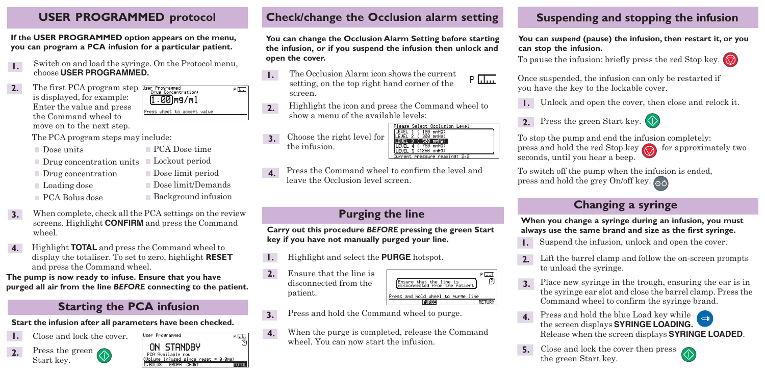## USER PROGRAMMED protocol

**If the USER PROGRAMMED option appears on the menu, you can program a PCA infusion for a particular patient.**

1. Switch on and load the syringe. On the Protocol menu, choose **USER PROGRAMMED.**
2. The first PCA program step is displayed, for example: Enter the value and press the Command wheel to move on to the next step.

User Programmed
Drug Concentration:
1.00 mg/ml
Press wheel to accept value

The PCA program steps may include:

- Dose units
- Drug concentration units
- Drug concentration
- Loading dose
- PCA Bolus dose
- PCA Dose time
- Lockout period
- Dose limit period
- Dose limit/Demands
- Background infusion

3. When complete, check all the PCA settings on the review screens. Highlight **CONFIRM** and press the Command wheel.
4. Highlight **TOTAL** and press the Command wheel to display the totaliser. To set to zero, highlight **RESET** and press the Command wheel.

**The pump is now ready to infuse. Ensure that you have purged all air from the line *BEFORE* connecting to the patient.**

## Starting the PCA infusion

**Start the infusion after all parameters have been checked.**

1. Close and lock the cover.
2. Press the green Start key.

User Programmed
ON STANDBY
PCA Available now
(Volume infused since reset = 0.0mg)
C.BOLUS GRAPH CHART TOTAL

## Check/change the Occlusion alarm setting

**You can change the Occlusion Alarm Setting before starting the infusion, or if you suspend the infusion then unlock and open the cover.**

1. The Occlusion Alarm icon shows the current setting, on the top right hand corner of the screen.
2. Highlight the icon and press the Command wheel to show a menu of the available levels:
3. Choose the right level for the infusion.
4. Press the Command wheel to confirm the level and leave the Occlusion level screen.

Please Select Occlusion Level
LEVEL 1 ( 100 mmHg)
LEVEL 2 ( 300 mmHg)
LEVEL 3 ( 500 mmHg)
LEVEL 4 ( 750 mmHg)
LEVEL 5 (1250 mmHg)
Current pressure reading: 2.2

## Purging the line

**Carry out this procedure *BEFORE* pressing the green Start key if you have not manually purged your line.**

1. Highlight and select the **PURGE** hotspot.
2. Ensure that the line is disconnected from the patient.
3. Press and hold the Command wheel to purge.
4. When the purge is completed, release the Command wheel. You can now start the infusion.

Ensure that the line is disconnected from the Patient
Press and hold wheel to purge line
PURGE RETURN

## Suspending and stopping the infusion

**You can *suspend* (pause) the infusion, then restart it, or you can stop the infusion.**

To pause the infusion: briefly press the red Stop key.

Once suspended, the infusion can only be restarted if you have the key to the lockable cover.

1. Unlock and open the cover, then close and relock it.
2. Press the green Start key.

To stop the pump and end the infusion completely: press and hold the red Stop key for approximately two seconds, until you hear a beep.

To switch off the pump when the infusion is ended, press and hold the grey On/off key.

## Changing a syringe

**When you change a syringe during an infusion, you must always use the same brand and size as the first syringe.**

1. Suspend the infusion, unlock and open the cover.
2. Lift the barrel clamp and follow the on-screen prompts to unload the syringe.
3. Place new syringe in the trough, ensuring the ear is in the syringe ear slot and close the barrel clamp. Press the Command wheel to confirm the syringe brand.
4. Press and hold the blue Load key while the screen displays **SYRINGE LOADING.** Release when the screen displays **SYRINGE LOADED**.
5. Close and lock the cover then press the green Start key.